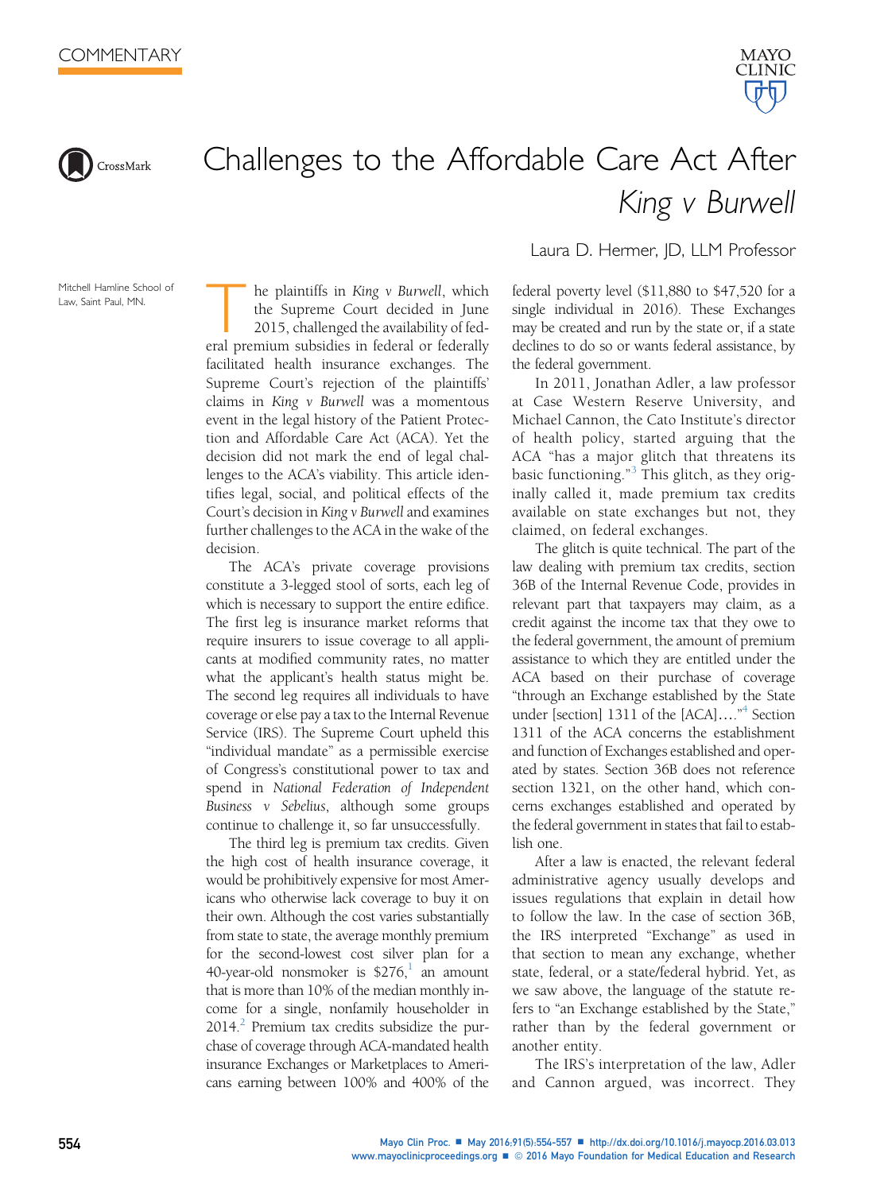COMMENTARY

# Challenges to the Affordable Care Act After *King v Burwell*

Laura D. Hermer, JD, LLM Professor

Mitchell Hamline School of Law, Saint Paul, MN.

The plaintiffs in *King v Burwell*, which the Supreme Court decided in June 2015, challenged the availability of federal premium subsidies in federal or federally facilitated health insurance exchanges. The Supreme Court's rejection of the plaintiffs' claims in *King v Burwell* was a momentous event in the legal history of the Patient Protection and Affordable Care Act (ACA). Yet the decision did not mark the end of legal challenges to the ACA's viability. This article identifies legal, social, and political effects of the Court's decision in *King v Burwell* and examines further challenges to the ACA in the wake of the decision.

The ACA's private coverage provisions constitute a 3-legged stool of sorts, each leg of which is necessary to support the entire edifice. The first leg is insurance market reforms that require insurers to issue coverage to all applicants at modified community rates, no matter what the applicant's health status might be. The second leg requires all individuals to have coverage or else pay a tax to the Internal Revenue Service (IRS). The Supreme Court upheld this "individual mandate" as a permissible exercise of Congress's constitutional power to tax and spend in *National Federation of Independent Business v Sebelius*, although some groups continue to challenge it, so far unsuccessfully.

The third leg is premium tax credits. Given the high cost of health insurance coverage, it would be prohibitively expensive for most Americans who otherwise lack coverage to buy it on their own. Although the cost varies substantially from state to state, the average monthly premium for the second-lowest cost silver plan for a 40-year-old nonsmoker is $276,[1] an amount that is more than 10% of the median monthly income for a single, nonfamily householder in 2014.[2] Premium tax credits subsidize the purchase of coverage through ACA-mandated health insurance Exchanges or Marketplaces to Americans earning between 100% and 400% of the federal poverty level ($11,880 to $47,520 for a single individual in 2016). These Exchanges may be created and run by the state or, if a state declines to do so or wants federal assistance, by the federal government.

In 2011, Jonathan Adler, a law professor at Case Western Reserve University, and Michael Cannon, the Cato Institute's director of health policy, started arguing that the ACA "has a major glitch that threatens its basic functioning."[3] This glitch, as they originally called it, made premium tax credits available on state exchanges but not, they claimed, on federal exchanges.

The glitch is quite technical. The part of the law dealing with premium tax credits, section 36B of the Internal Revenue Code, provides in relevant part that taxpayers may claim, as a credit against the income tax that they owe to the federal government, the amount of premium assistance to which they are entitled under the ACA based on their purchase of coverage "through an Exchange established by the State under [section] 1311 of the [ACA]…."[4] Section 1311 of the ACA concerns the establishment and function of Exchanges established and operated by states. Section 36B does not reference section 1321, on the other hand, which concerns exchanges established and operated by the federal government in states that fail to establish one.

After a law is enacted, the relevant federal administrative agency usually develops and issues regulations that explain in detail how to follow the law. In the case of section 36B, the IRS interpreted "Exchange" as used in that section to mean any exchange, whether state, federal, or a state/federal hybrid. Yet, as we saw above, the language of the statute refers to "an Exchange established by the State," rather than by the federal government or another entity.

The IRS's interpretation of the law, Adler and Cannon argued, was incorrect. They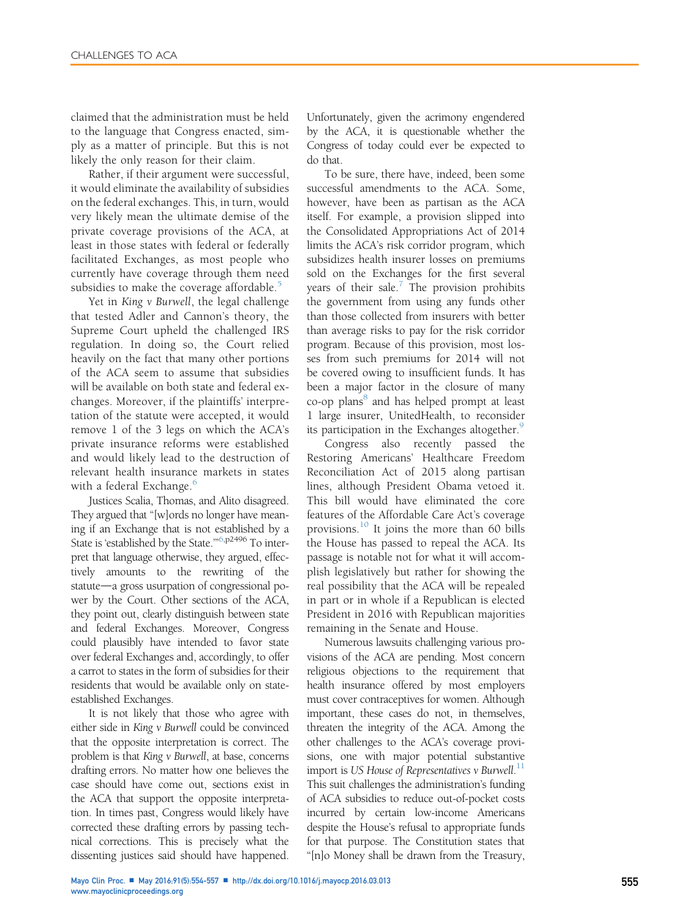claimed that the administration must be held to the language that Congress enacted, simply as a matter of principle. But this is not likely the only reason for their claim.

Rather, if their argument were successful, it would eliminate the availability of subsidies on the federal exchanges. This, in turn, would very likely mean the ultimate demise of the private coverage provisions of the ACA, at least in those states with federal or federally facilitated Exchanges, as most people who currently have coverage through them need subsidies to make the coverage affordable.[5]

Yet in *King v Burwell*, the legal challenge that tested Adler and Cannon's theory, the Supreme Court upheld the challenged IRS regulation. In doing so, the Court relied heavily on the fact that many other portions of the ACA seem to assume that subsidies will be available on both state and federal exchanges. Moreover, if the plaintiffs' interpretation of the statute were accepted, it would remove 1 of the 3 legs on which the ACA's private insurance reforms were established and would likely lead to the destruction of relevant health insurance markets in states with a federal Exchange.[6]

Justices Scalia, Thomas, and Alito disagreed. They argued that "[w]ords no longer have meaning if an Exchange that is not established by a State is 'established by the State.'"[6,p2496] To interpret that language otherwise, they argued, effectively amounts to the rewriting of the statute—a gross usurpation of congressional power by the Court. Other sections of the ACA, they point out, clearly distinguish between state and federal Exchanges. Moreover, Congress could plausibly have intended to favor state over federal Exchanges and, accordingly, to offer a carrot to states in the form of subsidies for their residents that would be available only on state-established Exchanges.

It is not likely that those who agree with either side in *King v Burwell* could be convinced that the opposite interpretation is correct. The problem is that *King v Burwell*, at base, concerns drafting errors. No matter how one believes the case should have come out, sections exist in the ACA that support the opposite interpretation. In times past, Congress would likely have corrected these drafting errors by passing technical corrections. This is precisely what the dissenting justices said should have happened. Unfortunately, given the acrimony engendered by the ACA, it is questionable whether the Congress of today could ever be expected to do that.

To be sure, there have, indeed, been some successful amendments to the ACA. Some, however, have been as partisan as the ACA itself. For example, a provision slipped into the Consolidated Appropriations Act of 2014 limits the ACA's risk corridor program, which subsidizes health insurer losses on premiums sold on the Exchanges for the first several years of their sale.[7] The provision prohibits the government from using any funds other than those collected from insurers with better than average risks to pay for the risk corridor program. Because of this provision, most losses from such premiums for 2014 will not be covered owing to insufficient funds. It has been a major factor in the closure of many co-op plans[8] and has helped prompt at least 1 large insurer, UnitedHealth, to reconsider its participation in the Exchanges altogether.[9]

Congress also recently passed the Restoring Americans' Healthcare Freedom Reconciliation Act of 2015 along partisan lines, although President Obama vetoed it. This bill would have eliminated the core features of the Affordable Care Act's coverage provisions.[10] It joins the more than 60 bills the House has passed to repeal the ACA. Its passage is notable not for what it will accomplish legislatively but rather for showing the real possibility that the ACA will be repealed in part or in whole if a Republican is elected President in 2016 with Republican majorities remaining in the Senate and House.

Numerous lawsuits challenging various provisions of the ACA are pending. Most concern religious objections to the requirement that health insurance offered by most employers must cover contraceptives for women. Although important, these cases do not, in themselves, threaten the integrity of the ACA. Among the other challenges to the ACA's coverage provisions, one with major potential substantive import is *US House of Representatives v Burwell*.[11] This suit challenges the administration's funding of ACA subsidies to reduce out-of-pocket costs incurred by certain low-income Americans despite the House's refusal to appropriate funds for that purpose. The Constitution states that "[n]o Money shall be drawn from the Treasury,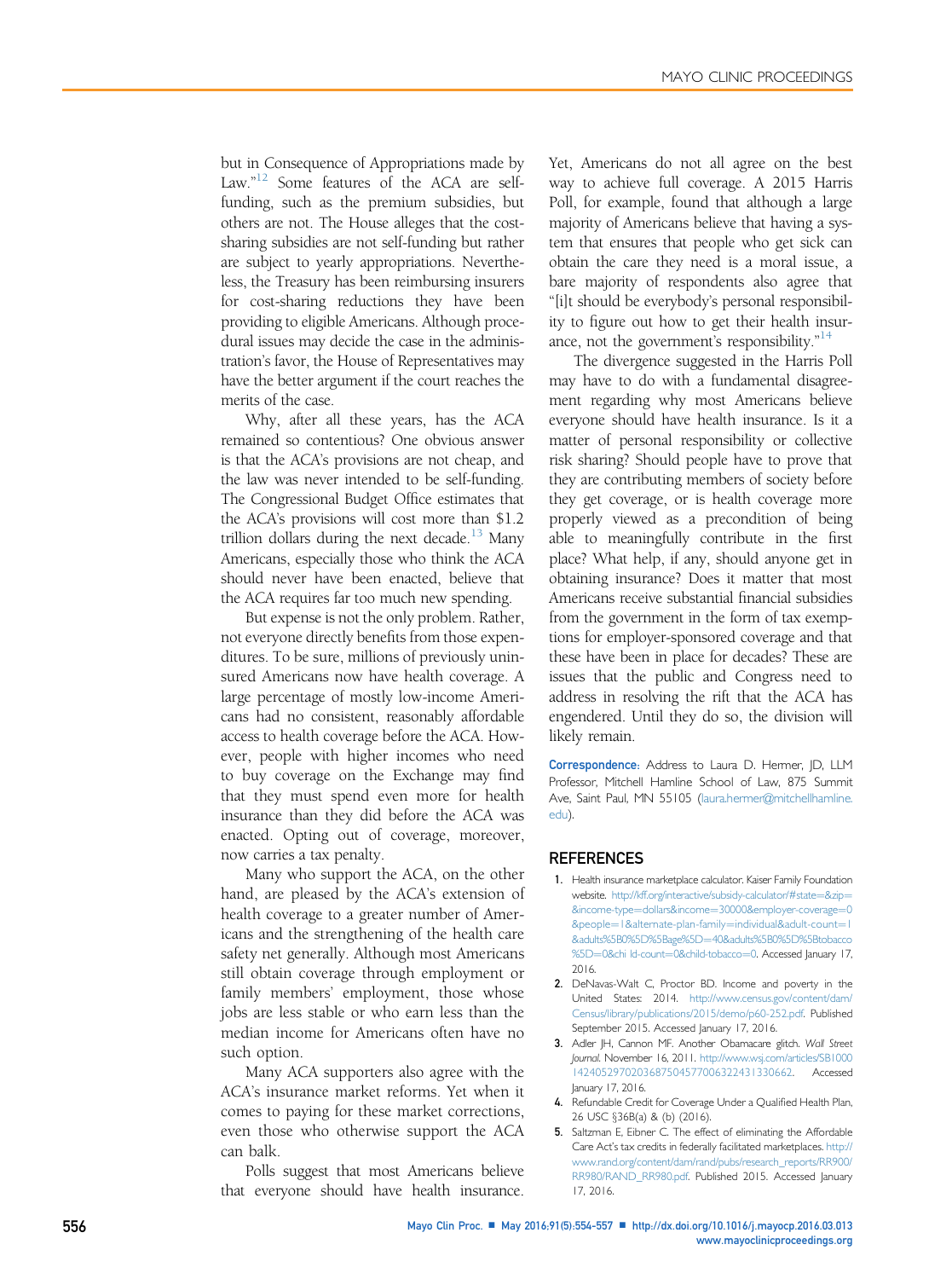but in Consequence of Appropriations made by Law."[12] Some features of the ACA are self-funding, such as the premium subsidies, but others are not. The House alleges that the cost-sharing subsidies are not self-funding but rather are subject to yearly appropriations. Nevertheless, the Treasury has been reimbursing insurers for cost-sharing reductions they have been providing to eligible Americans. Although procedural issues may decide the case in the administration's favor, the House of Representatives may have the better argument if the court reaches the merits of the case.

Why, after all these years, has the ACA remained so contentious? One obvious answer is that the ACA's provisions are not cheap, and the law was never intended to be self-funding. The Congressional Budget Office estimates that the ACA's provisions will cost more than $1.2 trillion dollars during the next decade.[13] Many Americans, especially those who think the ACA should never have been enacted, believe that the ACA requires far too much new spending.

But expense is not the only problem. Rather, not everyone directly benefits from those expenditures. To be sure, millions of previously uninsured Americans now have health coverage. A large percentage of mostly low-income Americans had no consistent, reasonably affordable access to health coverage before the ACA. However, people with higher incomes who need to buy coverage on the Exchange may find that they must spend even more for health insurance than they did before the ACA was enacted. Opting out of coverage, moreover, now carries a tax penalty.

Many who support the ACA, on the other hand, are pleased by the ACA's extension of health coverage to a greater number of Americans and the strengthening of the health care safety net generally. Although most Americans still obtain coverage through employment or family members' employment, those whose jobs are less stable or who earn less than the median income for Americans often have no such option.

Many ACA supporters also agree with the ACA's insurance market reforms. Yet when it comes to paying for these market corrections, even those who otherwise support the ACA can balk.

Polls suggest that most Americans believe that everyone should have health insurance. Yet, Americans do not all agree on the best way to achieve full coverage. A 2015 Harris Poll, for example, found that although a large majority of Americans believe that having a system that ensures that people who get sick can obtain the care they need is a moral issue, a bare majority of respondents also agree that "[i]t should be everybody's personal responsibility to figure out how to get their health insurance, not the government's responsibility."[14]

The divergence suggested in the Harris Poll may have to do with a fundamental disagreement regarding why most Americans believe everyone should have health insurance. Is it a matter of personal responsibility or collective risk sharing? Should people have to prove that they are contributing members of society before they get coverage, or is health coverage more properly viewed as a precondition of being able to meaningfully contribute in the first place? What help, if any, should anyone get in obtaining insurance? Does it matter that most Americans receive substantial financial subsidies from the government in the form of tax exemptions for employer-sponsored coverage and that these have been in place for decades? These are issues that the public and Congress need to address in resolving the rift that the ACA has engendered. Until they do so, the division will likely remain.

**Correspondence:** Address to Laura D. Hermer, JD, LLM Professor, Mitchell Hamline School of Law, 875 Summit Ave, Saint Paul, MN 55105 (laura.hermer@mitchellhamline.edu).

## REFERENCES

1. Health insurance marketplace calculator. Kaiser Family Foundation website. http://kff.org/interactive/subsidy-calculator/#state=&zip=&income-type=dollars&income=30000&employer-coverage=0&people=1&alternate-plan-family=individual&adult-count=1&adults%5B0%5D%5Bage%5D=40&adults%5B0%5D%5Btobacco%5D=0&chi ld-count=0&child-tobacco=0. Accessed January 17, 2016.
2. DeNavas-Walt C, Proctor BD. Income and poverty in the United States: 2014. http://www.census.gov/content/dam/Census/library/publications/2015/demo/p60-252.pdf. Published September 2015. Accessed January 17, 2016.
3. Adler JH, Cannon MF. Another Obamacare glitch. *Wall Street Journal*. November 16, 2011. http://www.wsj.com/articles/SB10001424052970203687504577006322431330662. Accessed January 17, 2016.
4. Refundable Credit for Coverage Under a Qualified Health Plan, 26 USC §36B(a) & (b) (2016).
5. Saltzman E, Eibner C. The effect of eliminating the Affordable Care Act's tax credits in federally facilitated marketplaces. http://www.rand.org/content/dam/rand/pubs/research_reports/RR900/RR980/RAND_RR980.pdf. Published 2015. Accessed January 17, 2016.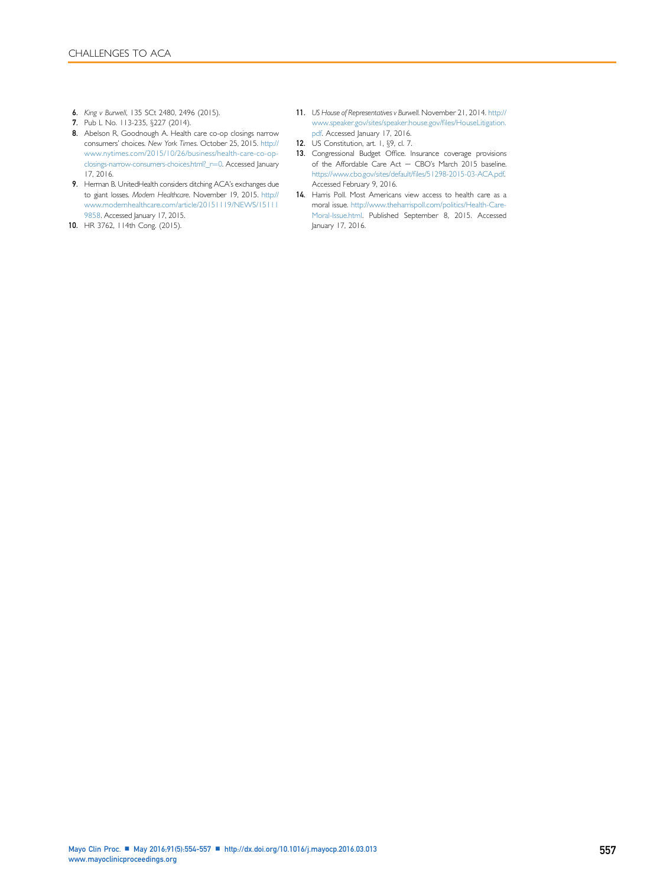6. *King v Burwell*, 135 SCt 2480, 2496 (2015).
7. Pub L No. 113-235, §227 (2014).
8. Abelson R, Goodnough A. Health care co-op closings narrow consumers' choices. *New York Times*. October 25, 2015. http://www.nytimes.com/2015/10/26/business/health-care-co-op-closings-narrow-consumers-choices.html?_r=0. Accessed January 17, 2016.
9. Herman B. UnitedHealth considers ditching ACA's exchanges due to giant losses. *Modern Healthcare*. November 19, 2015. http://www.modernhealthcare.com/article/20151119/NEWS/151119858. Accessed January 17, 2015.
10. HR 3762, 114th Cong. (2015).
11. *US House of Representatives v Burwell*. November 21, 2014. http://www.speaker.gov/sites/speaker.house.gov/files/HouseLitigation.pdf. Accessed January 17, 2016.
12. US Constitution, art. 1, §9, cl. 7.
13. Congressional Budget Office. Insurance coverage provisions of the Affordable Care Act — CBO's March 2015 baseline. https://www.cbo.gov/sites/default/files/51298-2015-03-ACA.pdf. Accessed February 9, 2016.
14. Harris Poll. Most Americans view access to health care as a moral issue. http://www.theharrispoll.com/politics/Health-Care-Moral-Issue.html. Published September 8, 2015. Accessed January 17, 2016.